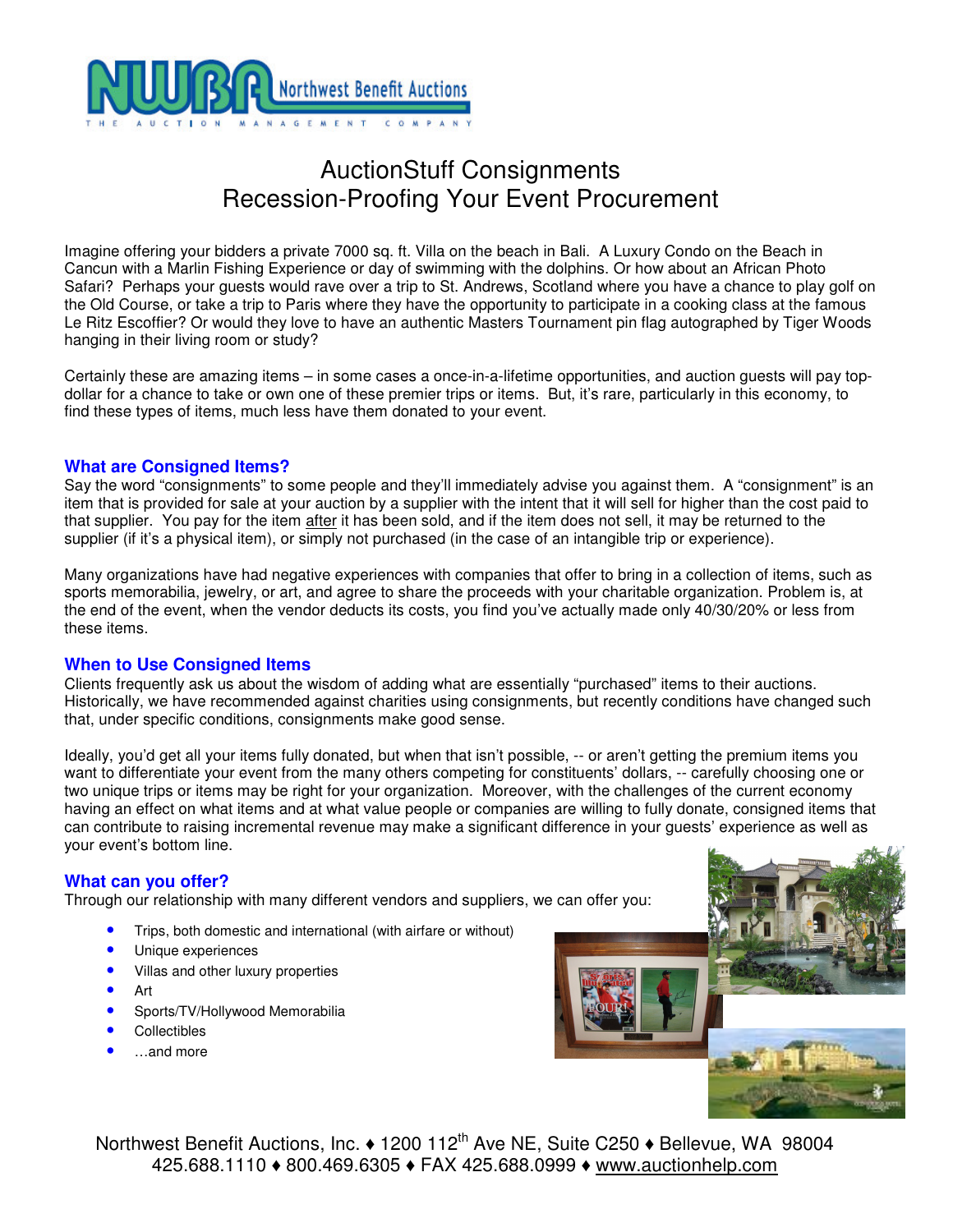Northwest Benefit Auctions

THE AUCTION MANAGEMENT COMPANY

# AuctionStuff Consignments
# Recession-Proofing Your Event Procurement

Imagine offering your bidders a private 7000 sq. ft. Villa on the beach in Bali. A Luxury Condo on the Beach in Cancun with a Marlin Fishing Experience or day of swimming with the dolphins. Or how about an African Photo Safari? Perhaps your guests would rave over a trip to St. Andrews, Scotland where you have a chance to play golf on the Old Course, or take a trip to Paris where they have the opportunity to participate in a cooking class at the famous Le Ritz Escoffier? Or would they love to have an authentic Masters Tournament pin flag autographed by Tiger Woods hanging in their living room or study?

Certainly these are amazing items – in some cases a once-in-a-lifetime opportunities, and auction guests will pay top-dollar for a chance to take or own one of these premier trips or items. But, it's rare, particularly in this economy, to find these types of items, much less have them donated to your event.

## What are Consigned Items?

Say the word "consignments" to some people and they'll immediately advise you against them. A "consignment" is an item that is provided for sale at your auction by a supplier with the intent that it will sell for higher than the cost paid to that supplier. You pay for the item after it has been sold, and if the item does not sell, it may be returned to the supplier (if it's a physical item), or simply not purchased (in the case of an intangible trip or experience).

Many organizations have had negative experiences with companies that offer to bring in a collection of items, such as sports memorabilia, jewelry, or art, and agree to share the proceeds with your charitable organization. Problem is, at the end of the event, when the vendor deducts its costs, you find you've actually made only 40/30/20% or less from these items.

## When to Use Consigned Items

Clients frequently ask us about the wisdom of adding what are essentially "purchased" items to their auctions. Historically, we have recommended against charities using consignments, but recently conditions have changed such that, under specific conditions, consignments make good sense.

Ideally, you'd get all your items fully donated, but when that isn't possible, -- or aren't getting the premium items you want to differentiate your event from the many others competing for constituents' dollars, -- carefully choosing one or two unique trips or items may be right for your organization. Moreover, with the challenges of the current economy having an effect on what items and at what value people or companies are willing to fully donate, consigned items that can contribute to raising incremental revenue may make a significant difference in your guests' experience as well as your event's bottom line.

## What can you offer?

Through our relationship with many different vendors and suppliers, we can offer you:

- Trips, both domestic and international (with airfare or without)
- Unique experiences
- Villas and other luxury properties
- Art
- Sports/TV/Hollywood Memorabilia
- Collectibles
- …and more

Northwest Benefit Auctions, Inc. ♦ 1200 112th Ave NE, Suite C250 ♦ Bellevue, WA 98004
425.688.1110 ♦ 800.469.6305 ♦ FAX 425.688.0999 ♦ www.auctionhelp.com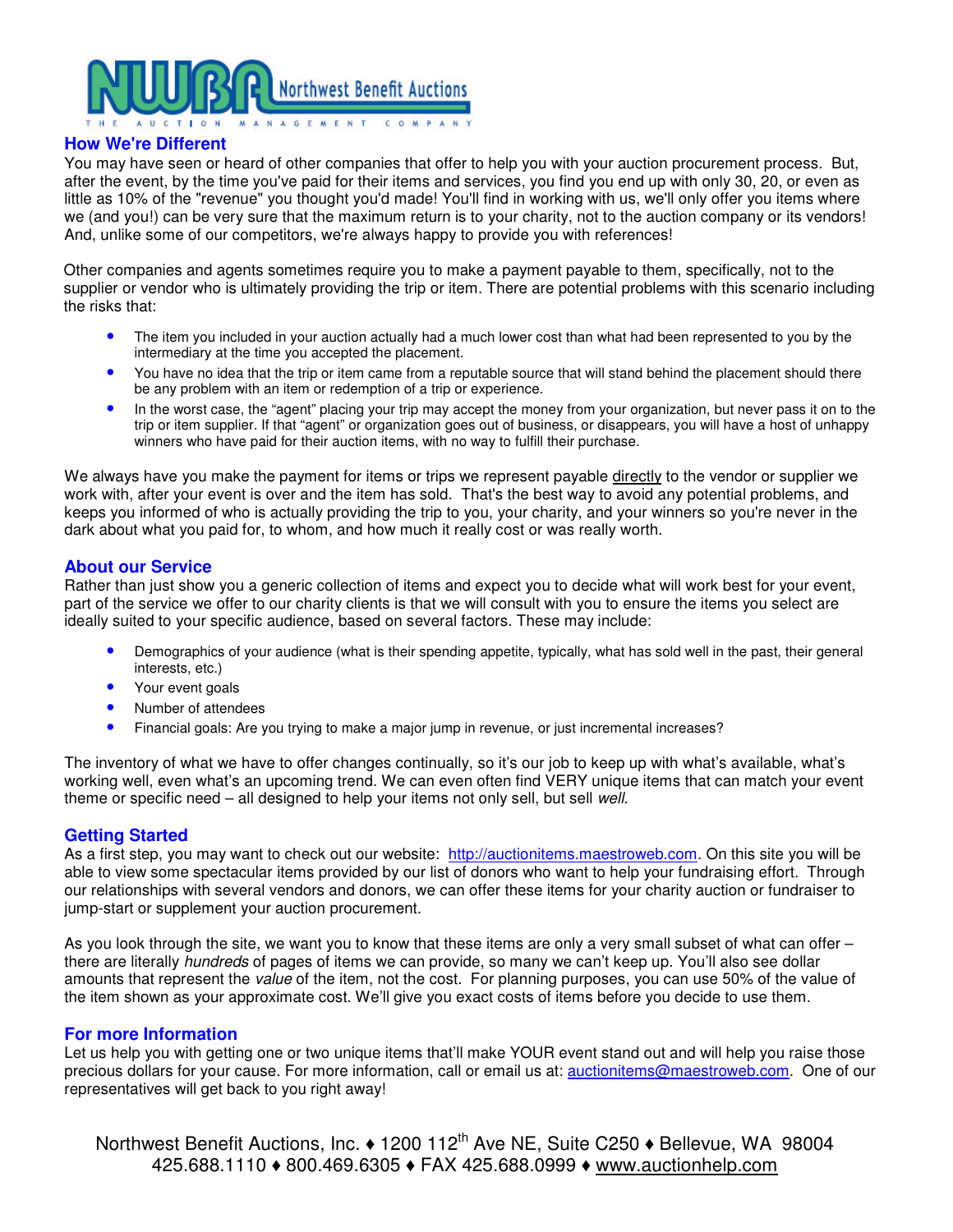NWBA Northwest Benefit Auctions

THE AUCTION MANAGEMENT COMPANY

## How We're Different

You may have seen or heard of other companies that offer to help you with your auction procurement process. But, after the event, by the time you've paid for their items and services, you find you end up with only 30, 20, or even as little as 10% of the "revenue" you thought you'd made! You'll find in working with us, we'll only offer you items where we (and you!) can be very sure that the maximum return is to your charity, not to the auction company or its vendors! And, unlike some of our competitors, we're always happy to provide you with references!

Other companies and agents sometimes require you to make a payment payable to them, specifically, not to the supplier or vendor who is ultimately providing the trip or item. There are potential problems with this scenario including the risks that:

- The item you included in your auction actually had a much lower cost than what had been represented to you by the intermediary at the time you accepted the placement.
- You have no idea that the trip or item came from a reputable source that will stand behind the placement should there be any problem with an item or redemption of a trip or experience.
- In the worst case, the "agent" placing your trip may accept the money from your organization, but never pass it on to the trip or item supplier. If that "agent" or organization goes out of business, or disappears, you will have a host of unhappy winners who have paid for their auction items, with no way to fulfill their purchase.

We always have you make the payment for items or trips we represent payable directly to the vendor or supplier we work with, after your event is over and the item has sold. That's the best way to avoid any potential problems, and keeps you informed of who is actually providing the trip to you, your charity, and your winners so you're never in the dark about what you paid for, to whom, and how much it really cost or was really worth.

## About our Service

Rather than just show you a generic collection of items and expect you to decide what will work best for your event, part of the service we offer to our charity clients is that we will consult with you to ensure the items you select are ideally suited to your specific audience, based on several factors. These may include:

- Demographics of your audience (what is their spending appetite, typically, what has sold well in the past, their general interests, etc.)
- Your event goals
- Number of attendees
- Financial goals: Are you trying to make a major jump in revenue, or just incremental increases?

The inventory of what we have to offer changes continually, so it's our job to keep up with what's available, what's working well, even what's an upcoming trend. We can even often find VERY unique items that can match your event theme or specific need – all designed to help your items not only sell, but sell *well*.

## Getting Started

As a first step, you may want to check out our website: http://auctionitems.maestroweb.com. On this site you will be able to view some spectacular items provided by our list of donors who want to help your fundraising effort. Through our relationships with several vendors and donors, we can offer these items for your charity auction or fundraiser to jump-start or supplement your auction procurement.

As you look through the site, we want you to know that these items are only a very small subset of what can offer – there are literally *hundreds* of pages of items we can provide, so many we can't keep up. You'll also see dollar amounts that represent the *value* of the item, not the cost. For planning purposes, you can use 50% of the value of the item shown as your approximate cost. We'll give you exact costs of items before you decide to use them.

## For more Information

Let us help you with getting one or two unique items that'll make YOUR event stand out and will help you raise those precious dollars for your cause. For more information, call or email us at: auctionitems@maestroweb.com. One of our representatives will get back to you right away!

Northwest Benefit Auctions, Inc. ♦ 1200 112th Ave NE, Suite C250 ♦ Bellevue, WA 98004
425.688.1110 ♦ 800.469.6305 ♦ FAX 425.688.0999 ♦ www.auctionhelp.com